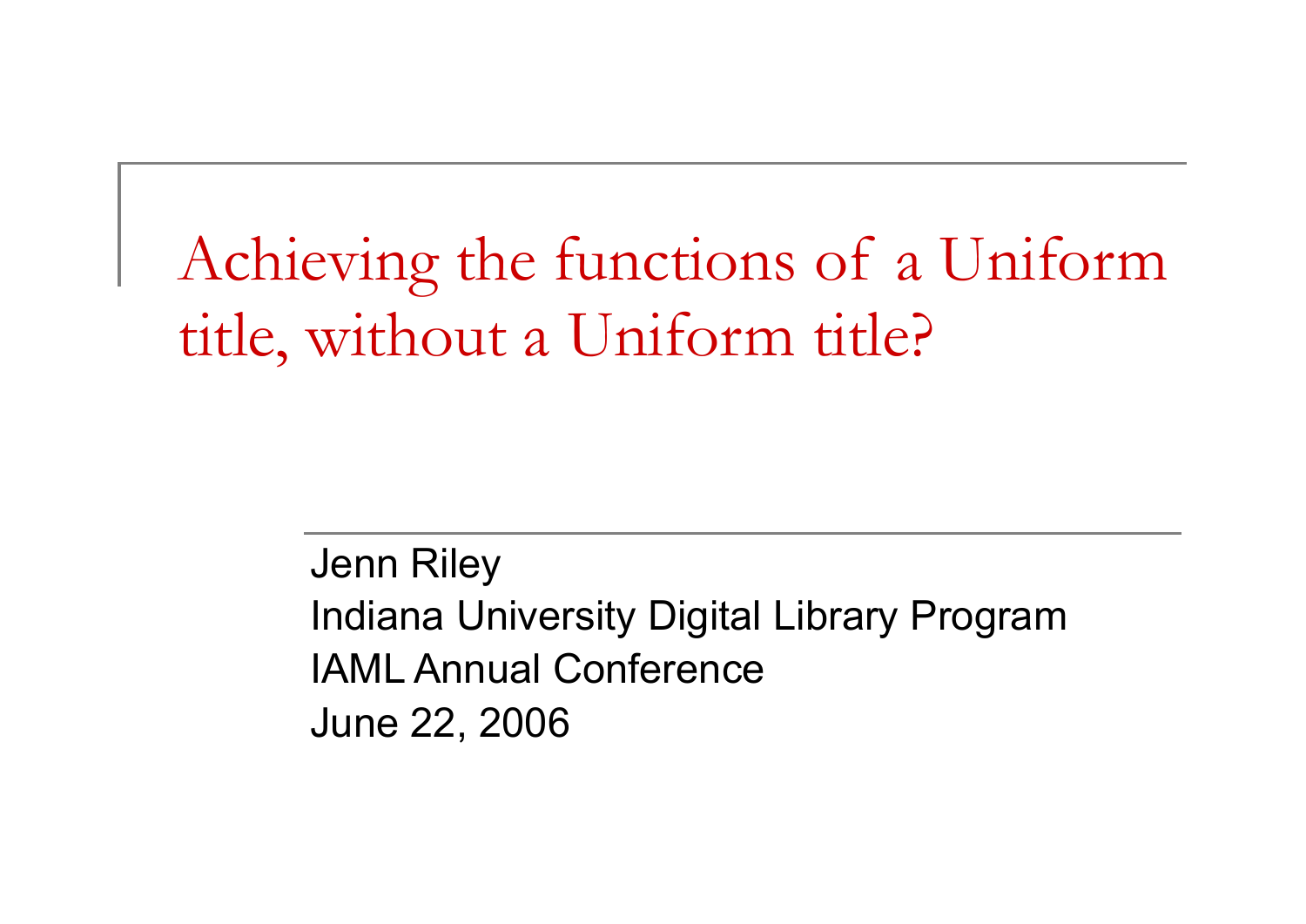# Achieving the functions of a Uniform title, without a Uniform title?

Jenn Riley
Indiana University Digital Library Program
IAML Annual Conference
June 22, 2006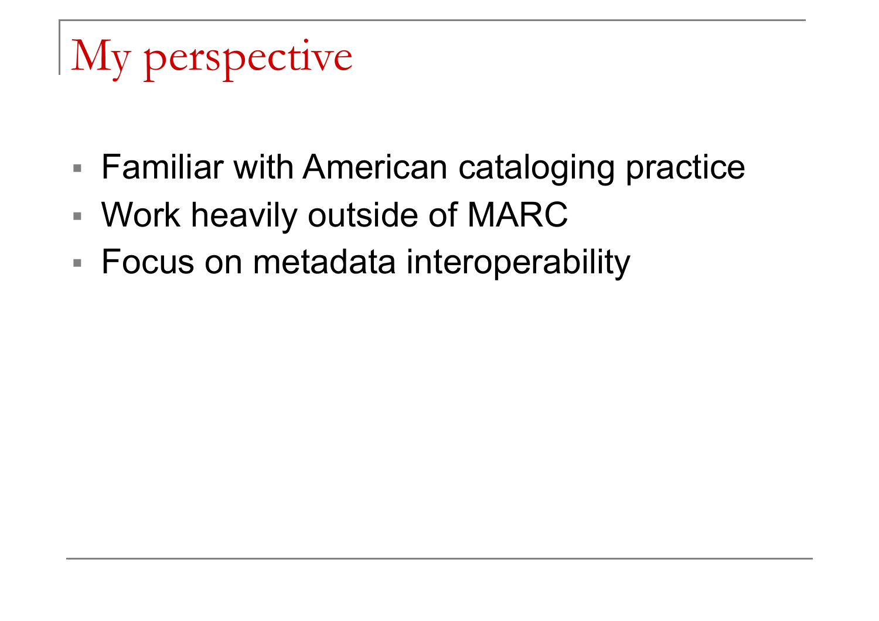# My perspective

- Familiar with American cataloging practice
- Work heavily outside of MARC
- Focus on metadata interoperability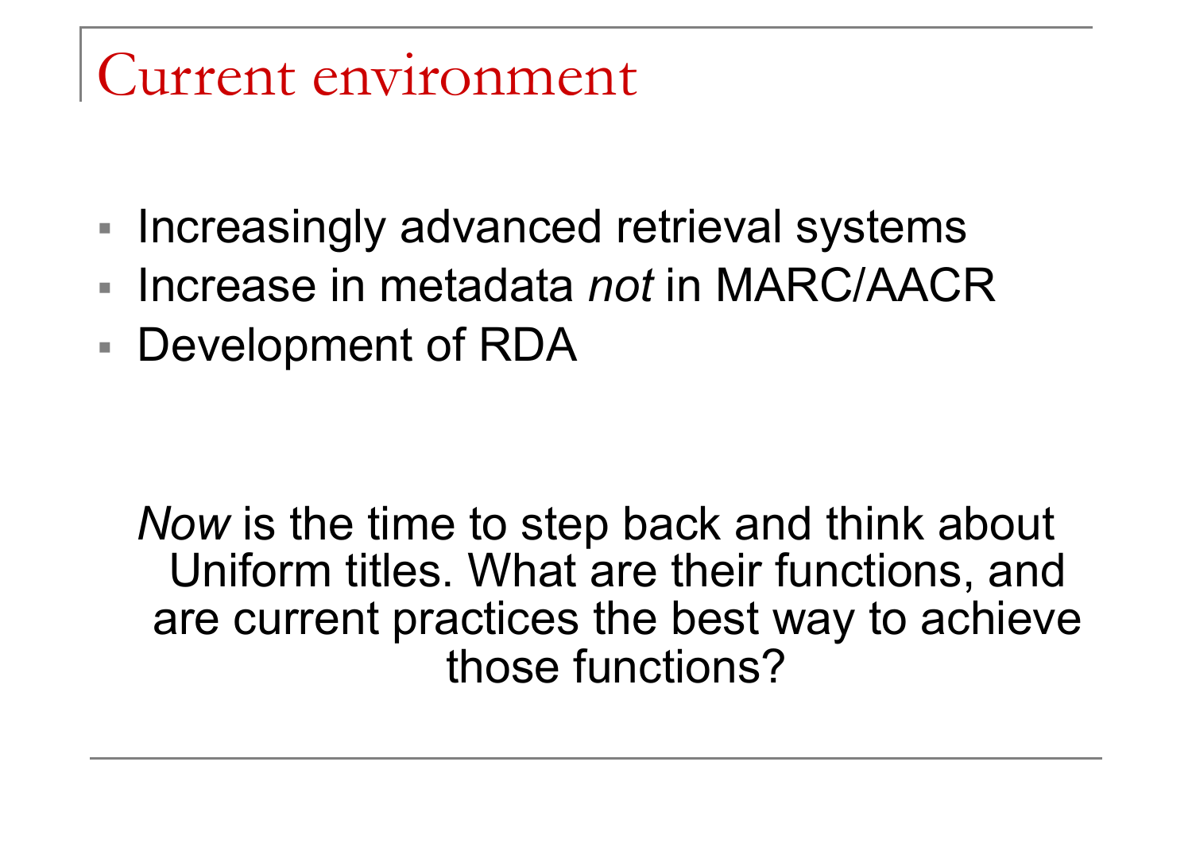# Current environment

- Increasingly advanced retrieval systems
- Increase in metadata *not* in MARC/AACR
- Development of RDA

*Now* is the time to step back and think about Uniform titles. What are their functions, and are current practices the best way to achieve those functions?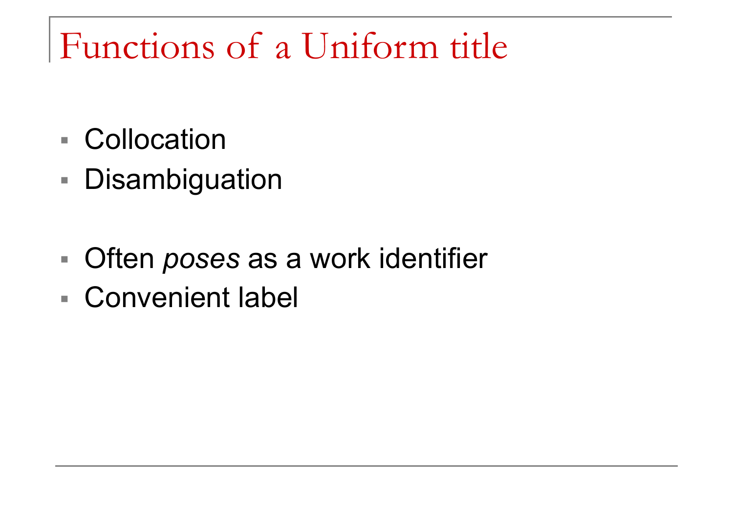# Functions of a Uniform title

- Collocation
- Disambiguation

- Often *poses* as a work identifier
- Convenient label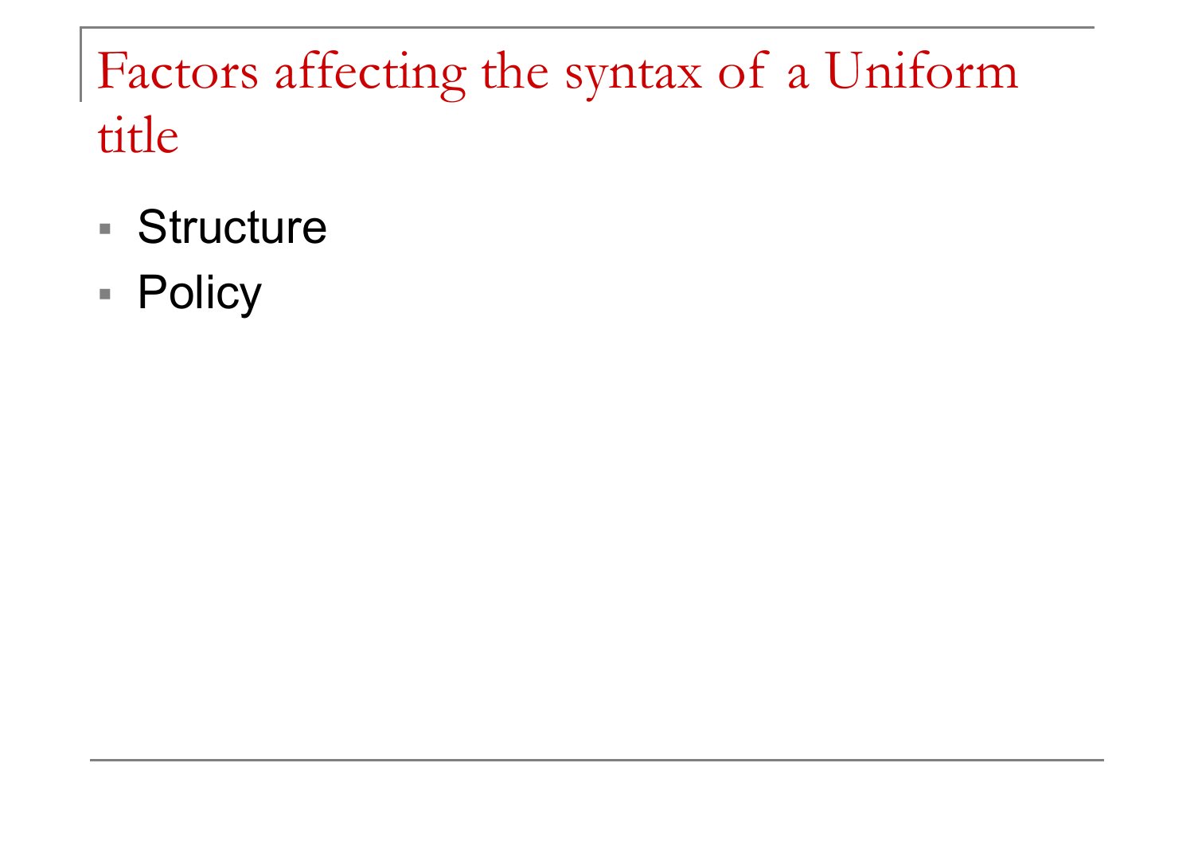# Factors affecting the syntax of a Uniform title

- Structure
- Policy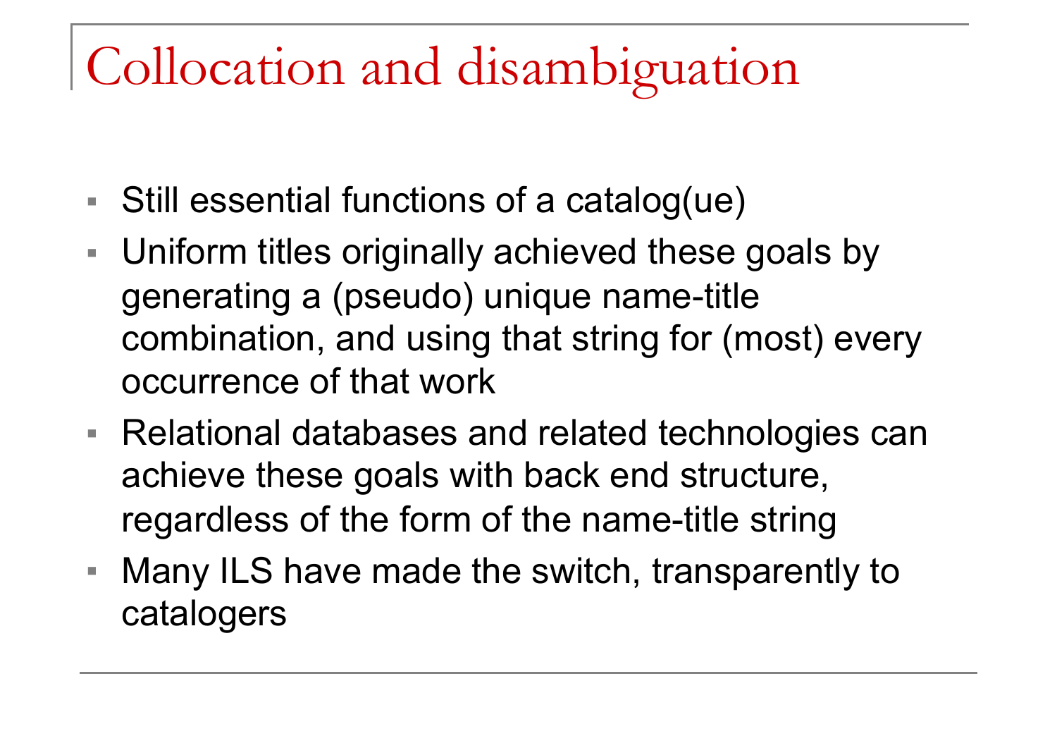# Collocation and disambiguation

- Still essential functions of a catalog(ue)
- Uniform titles originally achieved these goals by generating a (pseudo) unique name-title combination, and using that string for (most) every occurrence of that work
- Relational databases and related technologies can achieve these goals with back end structure, regardless of the form of the name-title string
- Many ILS have made the switch, transparently to catalogers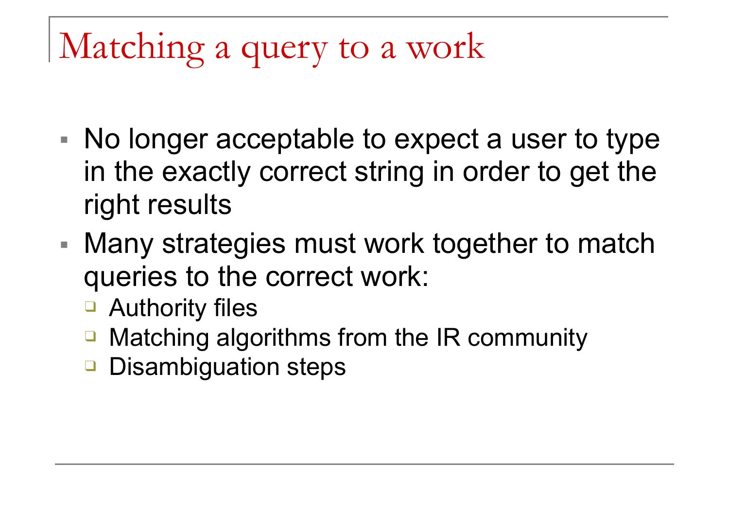# Matching a query to a work

- No longer acceptable to expect a user to type in the exactly correct string in order to get the right results
- Many strategies must work together to match queries to the correct work:
  - Authority files
  - Matching algorithms from the IR community
  - Disambiguation steps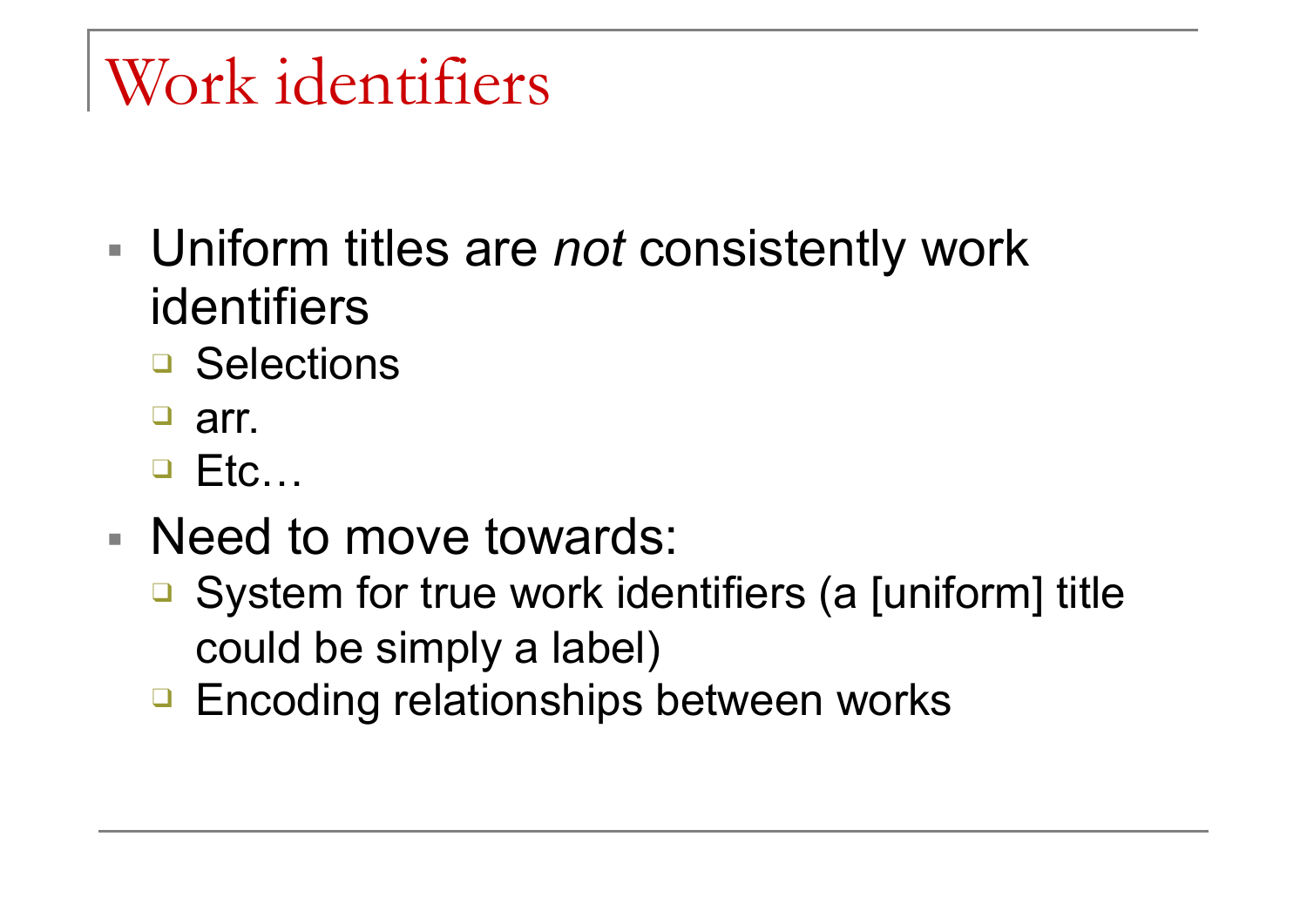# Work identifiers

- Uniform titles are *not* consistently work identifiers
  - Selections
  - arr.
  - Etc…
- Need to move towards:
  - System for true work identifiers (a [uniform] title could be simply a label)
  - Encoding relationships between works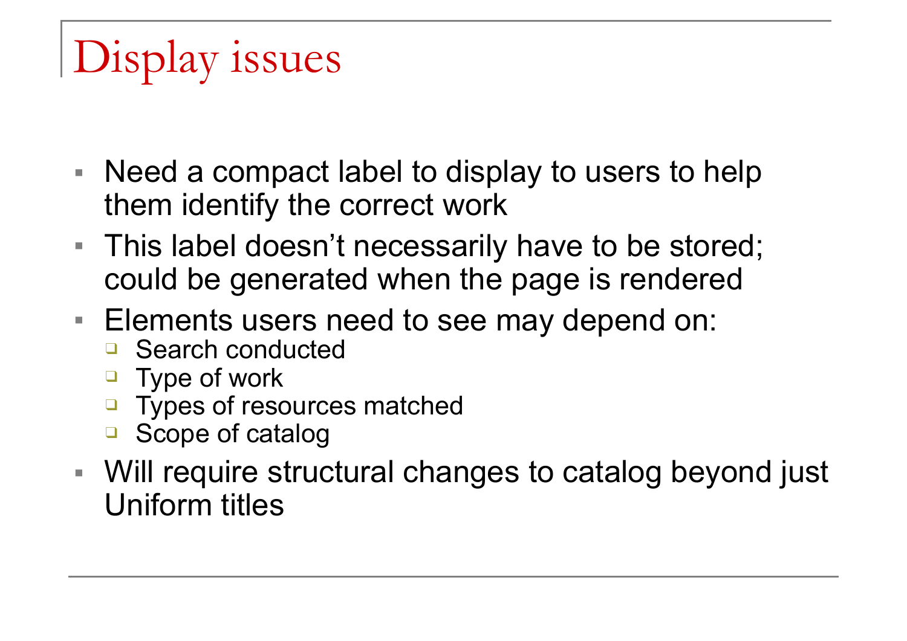# Display issues

- Need a compact label to display to users to help them identify the correct work
- This label doesn't necessarily have to be stored; could be generated when the page is rendered
- Elements users need to see may depend on:
  - Search conducted
  - Type of work
  - Types of resources matched
  - Scope of catalog
- Will require structural changes to catalog beyond just Uniform titles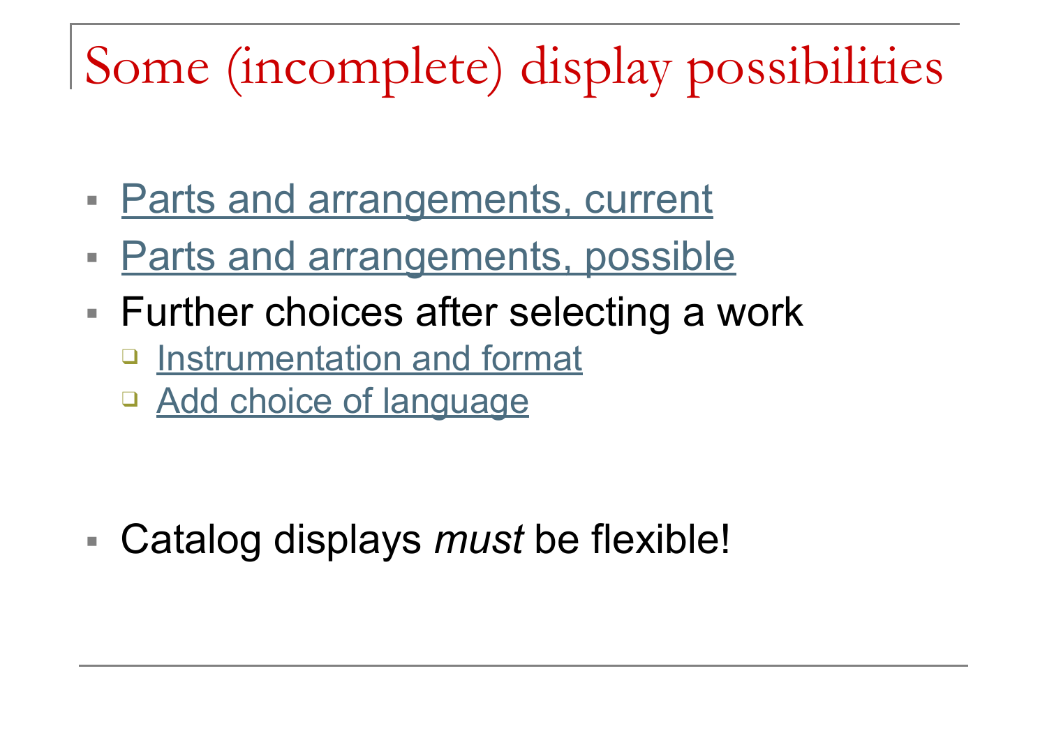# Some (incomplete) display possibilities

- Parts and arrangements, current
- Parts and arrangements, possible
- Further choices after selecting a work
  - Instrumentation and format
  - Add choice of language

- Catalog displays *must* be flexible!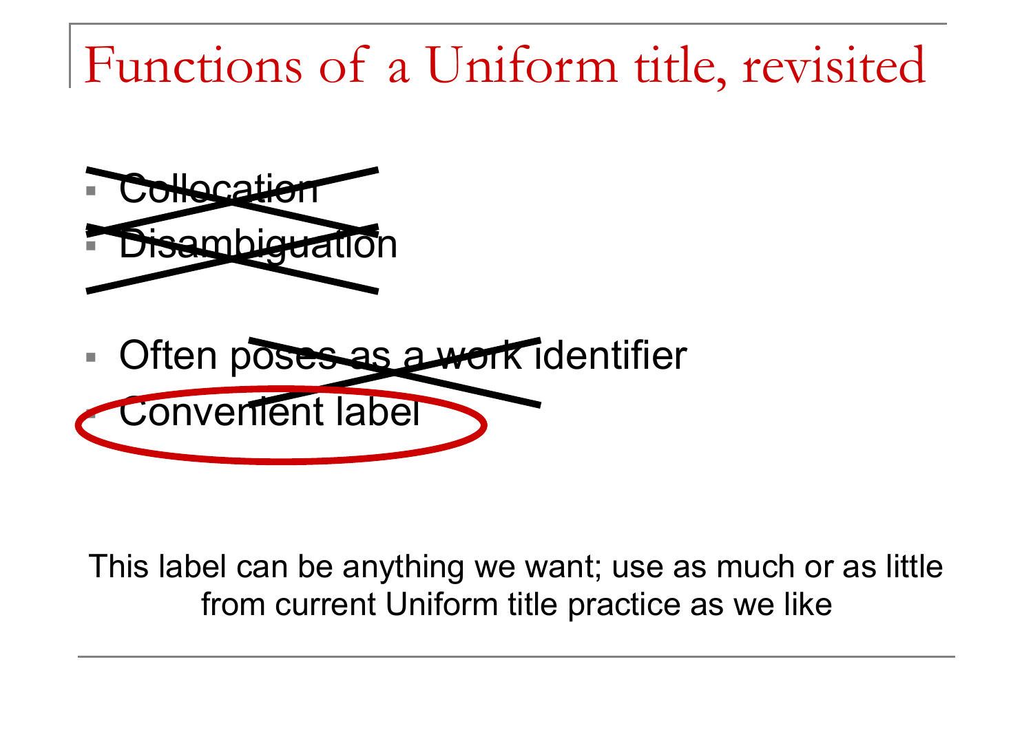# Functions of a Uniform title, revisited

- ~~Collocation~~
- ~~Disambiguation~~

- Often ~~poses as a work~~ identifier
- Convenient label

This label can be anything we want; use as much or as little from current Uniform title practice as we like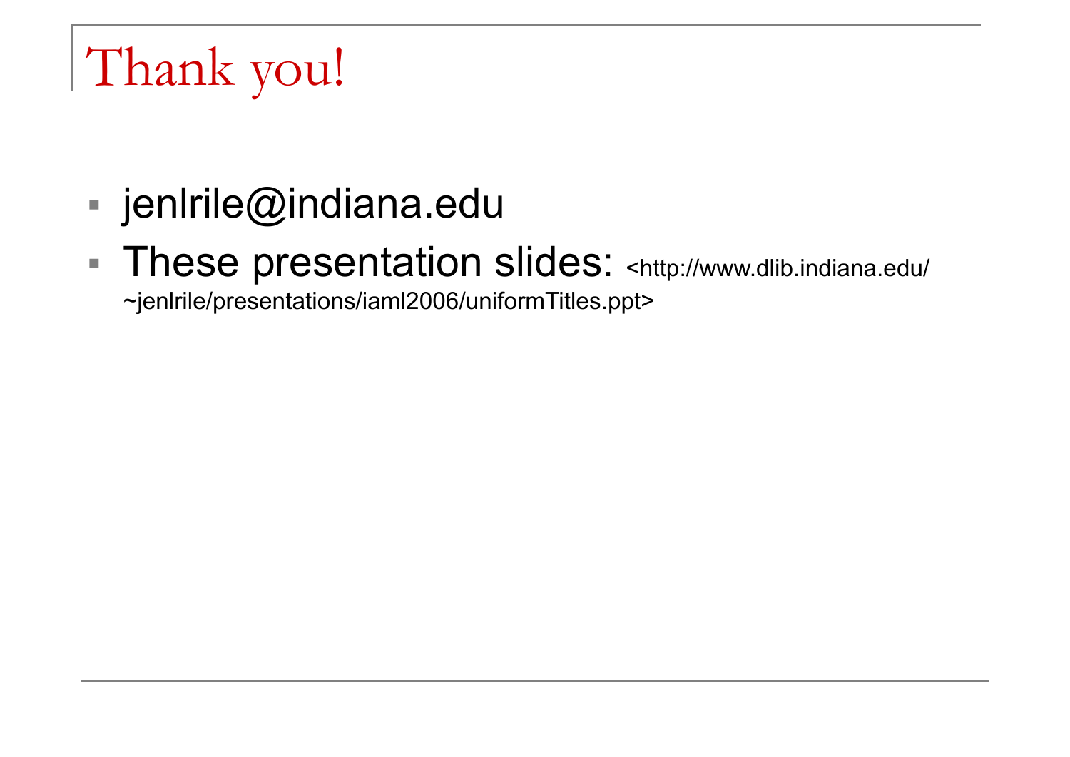# Thank you!

- jenlrile@indiana.edu
- These presentation slides: <http://www.dlib.indiana.edu/~jenlrile/presentations/iaml2006/uniformTitles.ppt>